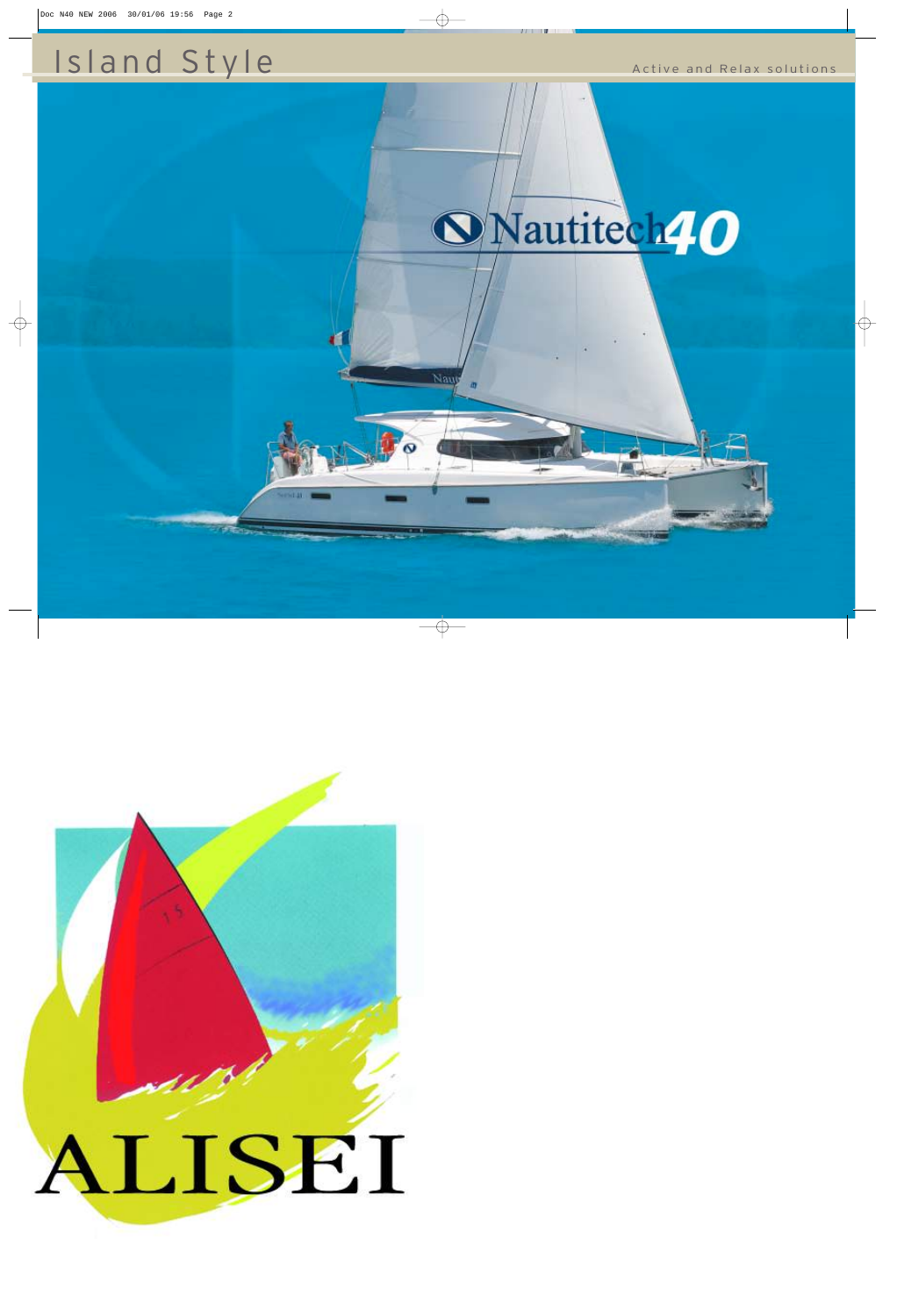# Island Style

Active and Relax solutions

Nautitech 40

ALISEI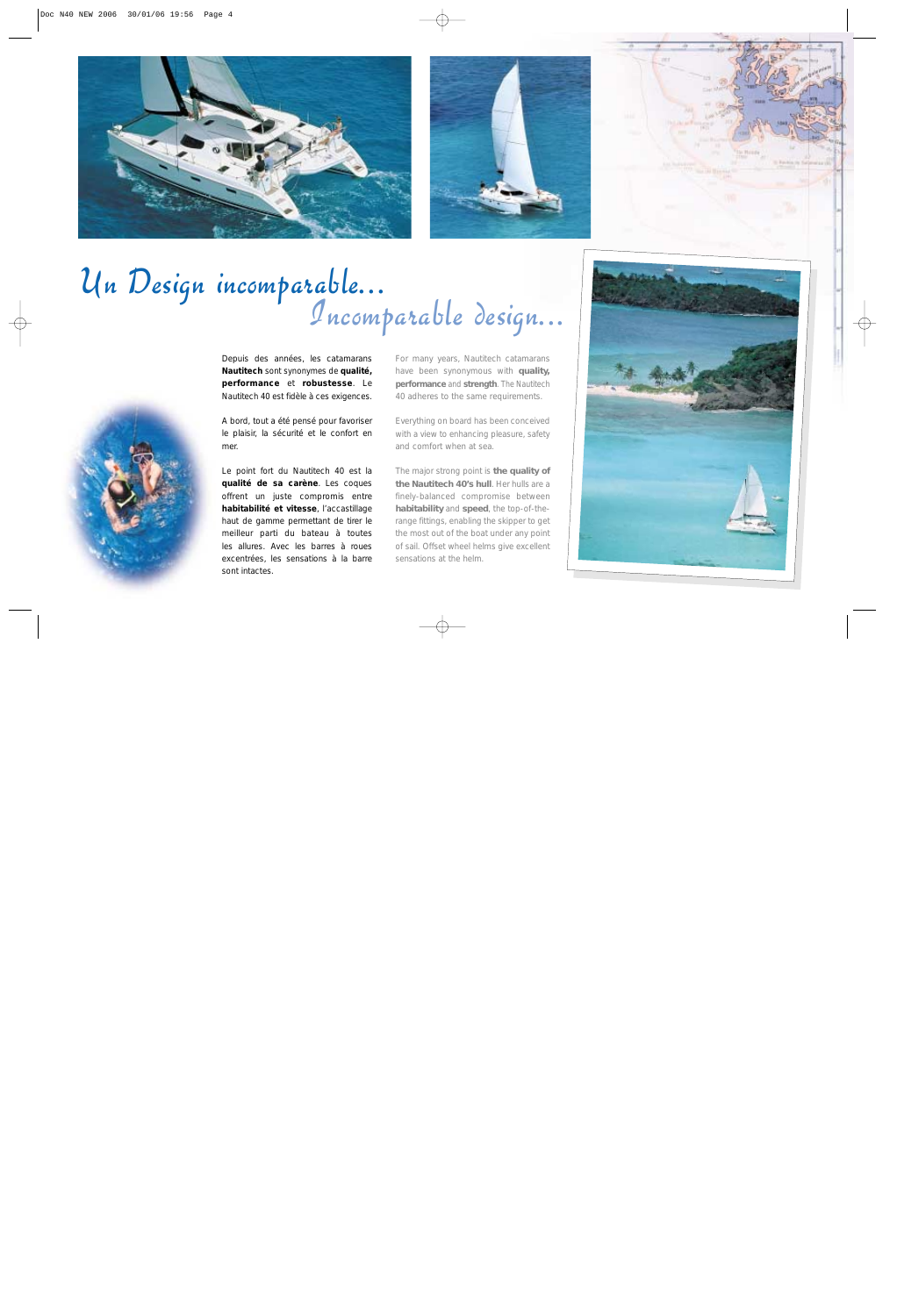# Un Design incomparable...

## Incomparable design...

Depuis des années, les catamarans **Nautitech** sont synonymes de **qualité, performance** et **robustesse**. Le Nautitech 40 est fidèle à ces exigences.

A bord, tout a été pensé pour favoriser le plaisir, la sécurité et le confort en mer.

Le point fort du Nautitech 40 est la **qualité de sa carène**. Les coques offrent un juste compromis entre **habitabilité et vitesse**, l'accastillage haut de gamme permettant de tirer le meilleur parti du bateau à toutes les allures. Avec les barres à roues excentrées, les sensations à la barre sont intactes.

For many years, Nautitech catamarans have been synonymous with **quality, performance** and **strength**. The Nautitech 40 adheres to the same requirements.

Everything on board has been conceived with a view to enhancing pleasure, safety and comfort when at sea.

The major strong point is **the quality of the Nautitech 40's hull**. Her hulls are a finely-balanced compromise between **habitability** and **speed**, the top-of-the-range fittings, enabling the skipper to get the most out of the boat under any point of sail. Offset wheel helms give excellent sensations at the helm.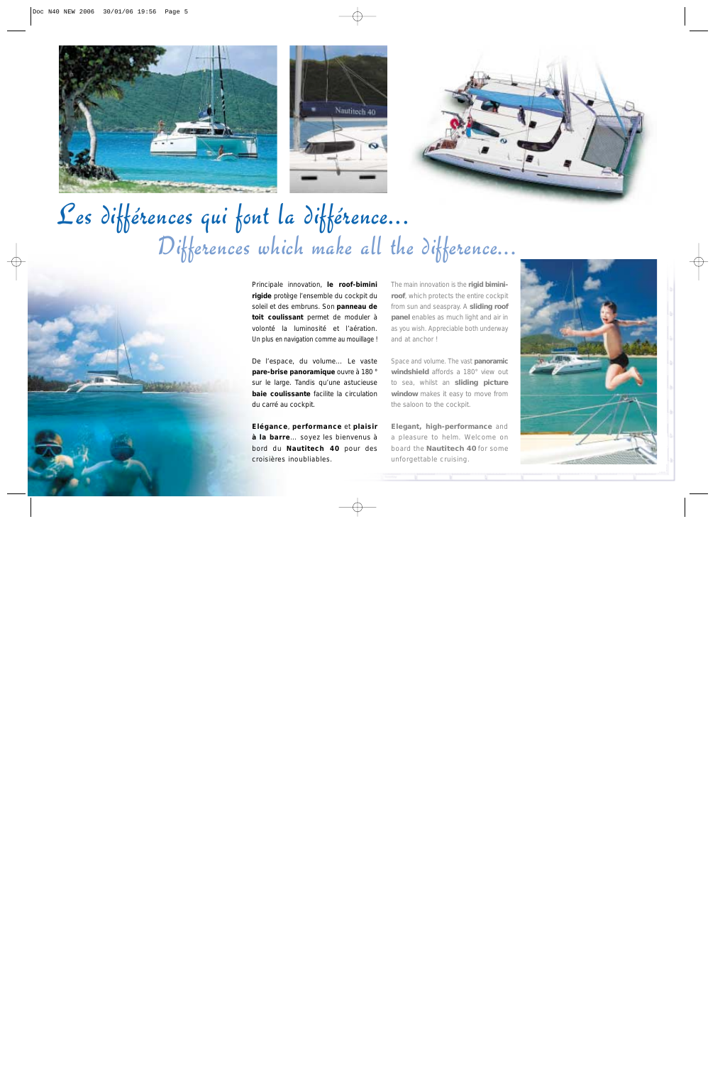# Les différences qui font la différence...

## Differences which make all the difference...

Principale innovation, **le roof-bimini rigide** protège l'ensemble du cockpit du soleil et des embruns. Son **panneau de toit coulissant** permet de moduler à volonté la luminosité et l'aération. Un plus en navigation comme au mouillage !

De l'espace, du volume... Le vaste **pare-brise panoramique** ouvre à 180 ° sur le large. Tandis qu'une astucieuse **baie coulissante** facilite la circulation du carré au cockpit.

**Elégance**, **performance** et **plaisir à la barre**... soyez les bienvenus à bord du **Nautitech 40** pour des croisières inoubliables.

The main innovation is the **rigid bimini-roof**, which protects the entire cockpit from sun and seaspray. A **sliding roof panel** enables as much light and air in as you wish. Appreciable both underway and at anchor !

Space and volume. The vast **panoramic windshield** affords a 180° view out to sea, whilst an **sliding picture window** makes it easy to move from the saloon to the cockpit.

**Elegant, high-performance** and a pleasure to helm. Welcome on board the **Nautitech 40** for some unforgettable cruising.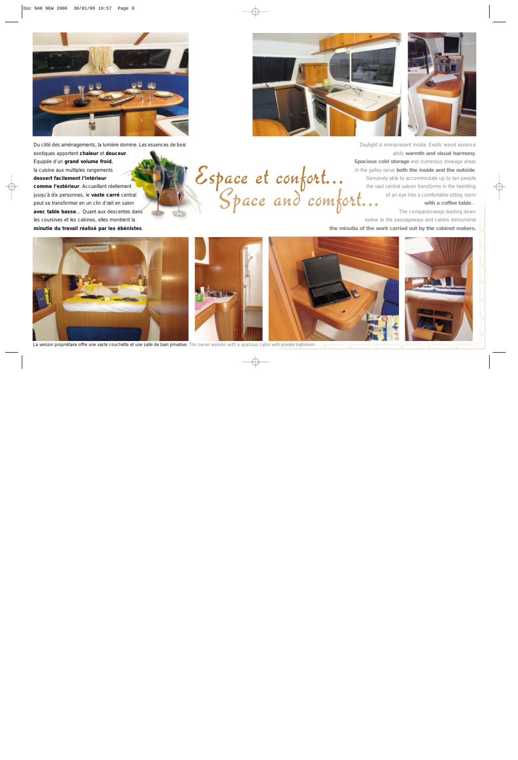# Espace et confort... Space and comfort...

Du côté des aménagements, la lumière domine. Les essences de bois exotiques apportent **chaleur** et **douceur**. Equipée d'un **grand volume froid**, la cuisine aux multiples rangements **dessert facilement l'intérieur comme l'extérieur**. Accueillant réellement jusqu'à dix personnes, le **vaste carré** central peut se transformer en un clin d'œil en salon **avec table basse**... Quant aux descentes dans les coursives et les cabines, elles montrent la **minutie du travail réalisé par les ébénistes**.

Daylight is omnipresent inside. Exotic wood essence adds **warmth and visual harmony**. **Spacious cold storage** and numerous stowage areas in the galley serve **both the inside and the outside**. Genuinely able to accommodate up to ten people the vast central saloon transforms in the twinkling of an eye into a comfortable sitting room **with a coffee table**... The companionways leading down below to the passageways and cabins demonstrat **the minutia of the work carried out by the cabinet makers.**

La version propriétaire offre une vaste couchette et une salle de bain privative. The owner version with a spacious cabin with private bathroom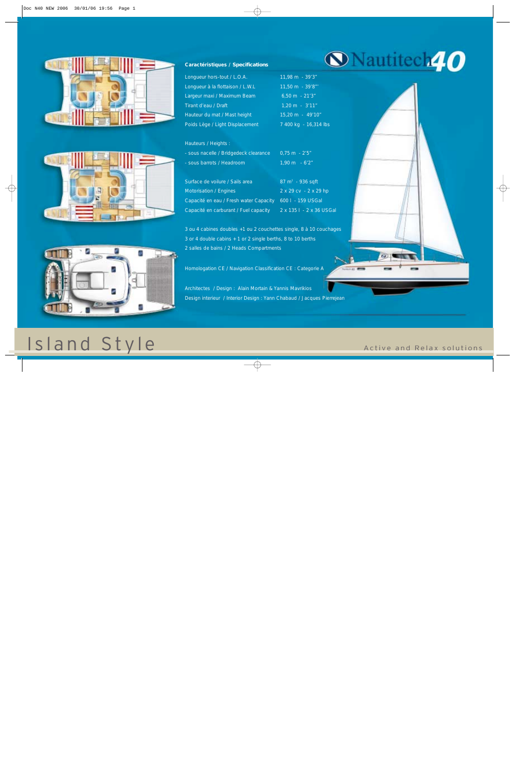# Nautitech 40

## Caractéristiques / Specifications

| | |
|---|---|
| Longueur hors-tout / L.O.A. | 11,98 m - 39'3" |
| Longueur à la flottaison / L.W.L | 11,50 m - 39'8"' |
| Largeur maxi / Maximum Beam | 6,50 m - 21'3" |
| Tirant d'eau / Draft | 1,20 m - 3'11" |
| Hauteur du mat / Mast height | 15,20 m - 49'10" |
| Poids Lège / Light Displacement | 7 400 kg - 16,314 lbs |
| Hauteurs / Heights : | |
| - sous nacelle / Bridgedeck clearance | 0,75 m - 2'5" |
| - sous barrots / Headroom | 1,90 m - 6'2" |
| Surface de voilure / Sails area | 87 m² - 936 sqft |
| Motorisation / Engines | 2 x 29 cv - 2 x 29 hp |
| Capacité en eau / Fresh water Capacity | 600 l - 159 USGal |
| Capacité en carburant / Fuel capacity | 2 x 135 l - 2 x 36 USGal |

3 ou 4 cabines doubles +1 ou 2 couchettes single, 8 à 10 couchages
3 or 4 double cabins + 1 or 2 single berths, 8 to 10 berths
2 salles de bains / 2 Heads Compartments

Homologation CE / Navigation Classification CE : Categorie A

Architectes / Design : Alain Mortain & Yannis Mavrikios
Design interieur / Interior Design : Yann Chabaud / Jacques Pierrejean

# Island Style

Active and Relax solutions